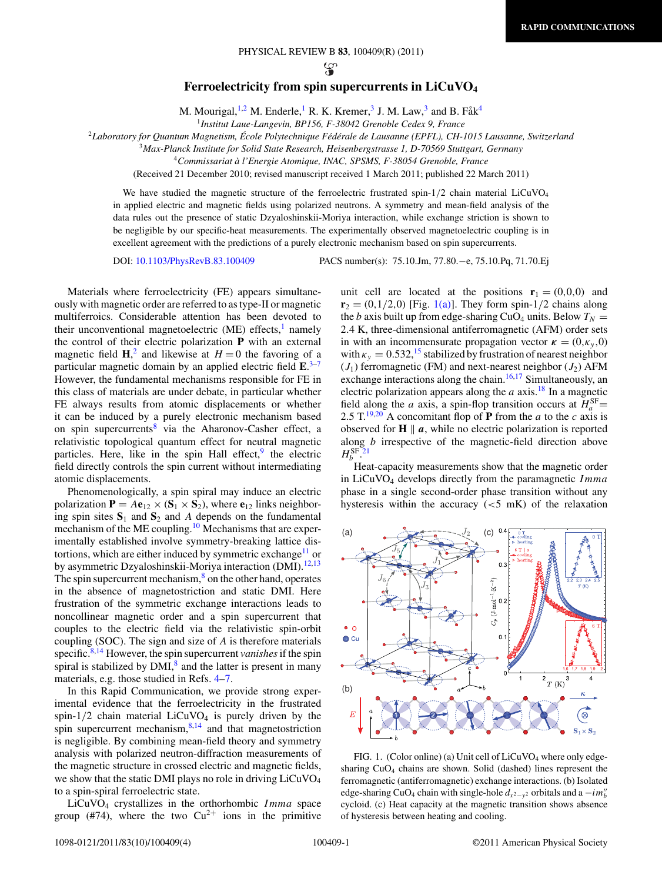# Ferroelectricity from spin supercurrents in $LiCuVO_4$

M. Mourigal,[1,2] M. Enderle,[1] R. K. Kremer,[3] J. M. Law,[3] and B. Fåk[4]

[1] *Institut Laue-Langevin, BP156, F-38042 Grenoble Cedex 9, France*
[2] *Laboratory for Quantum Magnetism, École Polytechnique Fédérale de Lausanne (EPFL), CH-1015 Lausanne, Switzerland*
[3] *Max-Planck Institute for Solid State Research, Heisenbergstrasse 1, D-70569 Stuttgart, Germany*
[4] *Commissariat à l'Energie Atomique, INAC, SPSMS, F-38054 Grenoble, France*

(Received 21 December 2010; revised manuscript received 1 March 2011; published 22 March 2011)

We have studied the magnetic structure of the ferroelectric frustrated spin-1/2 chain material $LiCuVO_4$ in applied electric and magnetic fields using polarized neutrons. A symmetry and mean-field analysis of the data rules out the presence of static Dzyaloshinskii-Moriya interaction, while exchange striction is shown to be negligible by our specific-heat measurements. The experimentally observed magnetoelectric coupling is in excellent agreement with the predictions of a purely electronic mechanism based on spin supercurrents.

DOI: 10.1103/PhysRevB.83.100409 PACS number(s): 75.10.Jm, 77.80.−e, 75.10.Pq, 71.70.Ej

Materials where ferroelectricity (FE) appears simultaneously with magnetic order are referred to as type-II or magnetic multiferroics. Considerable attention has been devoted to their unconventional magnetoelectric (ME) effects,[1] namely the control of their electric polarization $\mathbf{P}$ with an external magnetic field $\mathbf{H}$,[2] and likewise at $H = 0$ the favoring of a particular magnetic domain by an applied electric field $\mathbf{E}$.[3–7] However, the fundamental mechanisms responsible for FE in this class of materials are under debate, in particular whether FE always results from atomic displacements or whether it can be induced by a purely electronic mechanism based on spin supercurrents[8] via the Aharonov-Casher effect, a relativistic topological quantum effect for neutral magnetic particles. Here, like in the spin Hall effect,[9] the electric field directly controls the spin current without intermediating atomic displacements.

Phenomenologically, a spin spiral may induce an electric polarization $\mathbf{P} = A\mathbf{e}_{12} \times (\mathbf{S}_1 \times \mathbf{S}_2)$, where $\mathbf{e}_{12}$ links neighboring spin sites $\mathbf{S}_1$ and $\mathbf{S}_2$ and $A$ depends on the fundamental mechanism of the ME coupling.[10] Mechanisms that are experimentally established involve symmetry-breaking lattice distortions, which are either induced by symmetric exchange[11] or by asymmetric Dzyaloshinskii-Moriya interaction (DMI).[12,13] The spin supercurrent mechanism,[8] on the other hand, operates in the absence of magnetostriction and static DMI. Here frustration of the symmetric exchange interactions leads to noncollinear magnetic order and a spin supercurrent that couples to the electric field via the relativistic spin-orbit coupling (SOC). The sign and size of $A$ is therefore materials specific.[8,14] However, the spin supercurrent *vanishes* if the spin spiral is stabilized by DMI,[8] and the latter is present in many materials, e.g. those studied in Refs. 4–7.

In this Rapid Communication, we provide strong experimental evidence that the ferroelectricity in the frustrated spin-1/2 chain material $LiCuVO_4$ is purely driven by the spin supercurrent mechanism,[8,14] and that magnetostriction is negligible. By combining mean-field theory and symmetry analysis with polarized neutron-diffraction measurements of the magnetic structure in crossed electric and magnetic fields, we show that the static DMI plays no role in driving $LiCuVO_4$ to a spin-spiral ferroelectric state.

$LiCuVO_4$ crystallizes in the orthorhombic *Imma* space group (#74), where the two $Cu^{2+}$ ions in the primitive unit cell are located at the positions $\mathbf{r}_1 = (0,0,0)$ and $\mathbf{r}_2 = (0,1/2,0)$ [Fig. 1(a)]. They form spin-1/2 chains along the $b$ axis built up from edge-sharing $CuO_4$ units. Below $T_N = 2.4$ K, three-dimensional antiferromagnetic (AFM) order sets in with an incommensurate propagation vector $\boldsymbol{\kappa} = (0,\kappa_y,0)$ with $\kappa_y = 0.532$,[15] stabilized by frustration of nearest neighbor ($J_1$) ferromagnetic (FM) and next-nearest neighbor ($J_2$) AFM exchange interactions along the chain.[16,17] Simultaneously, an electric polarization appears along the $a$ axis.[18] In a magnetic field along the $a$ axis, a spin-flop transition occurs at $H_a^{\rm SF} = 2.5$ T.[19,20] A concomitant flop of $\mathbf{P}$ from the $a$ to the $c$ axis is observed for $\mathbf{H} \parallel \boldsymbol{a}$, while no electric polarization is reported along $b$ irrespective of the magnetic-field direction above $H_b^{\rm SF}$.[21]

Heat-capacity measurements show that the magnetic order in $LiCuVO_4$ develops directly from the paramagnetic *Imma* phase in a single second-order phase transition without any hysteresis within the accuracy (<5 mK) of the relaxation

FIG. 1. (Color online) (a) Unit cell of $LiCuVO_4$ where only edge-sharing $CuO_4$ chains are shown. Solid (dashed) lines represent the ferromagnetic (antiferromagnetic) exchange interactions. (b) Isolated edge-sharing $CuO_4$ chain with single-hole $d_{x^2-y^2}$ orbitals and a $-im_b''$ cycloid. (c) Heat capacity at the magnetic transition shows absence of hysteresis between heating and cooling.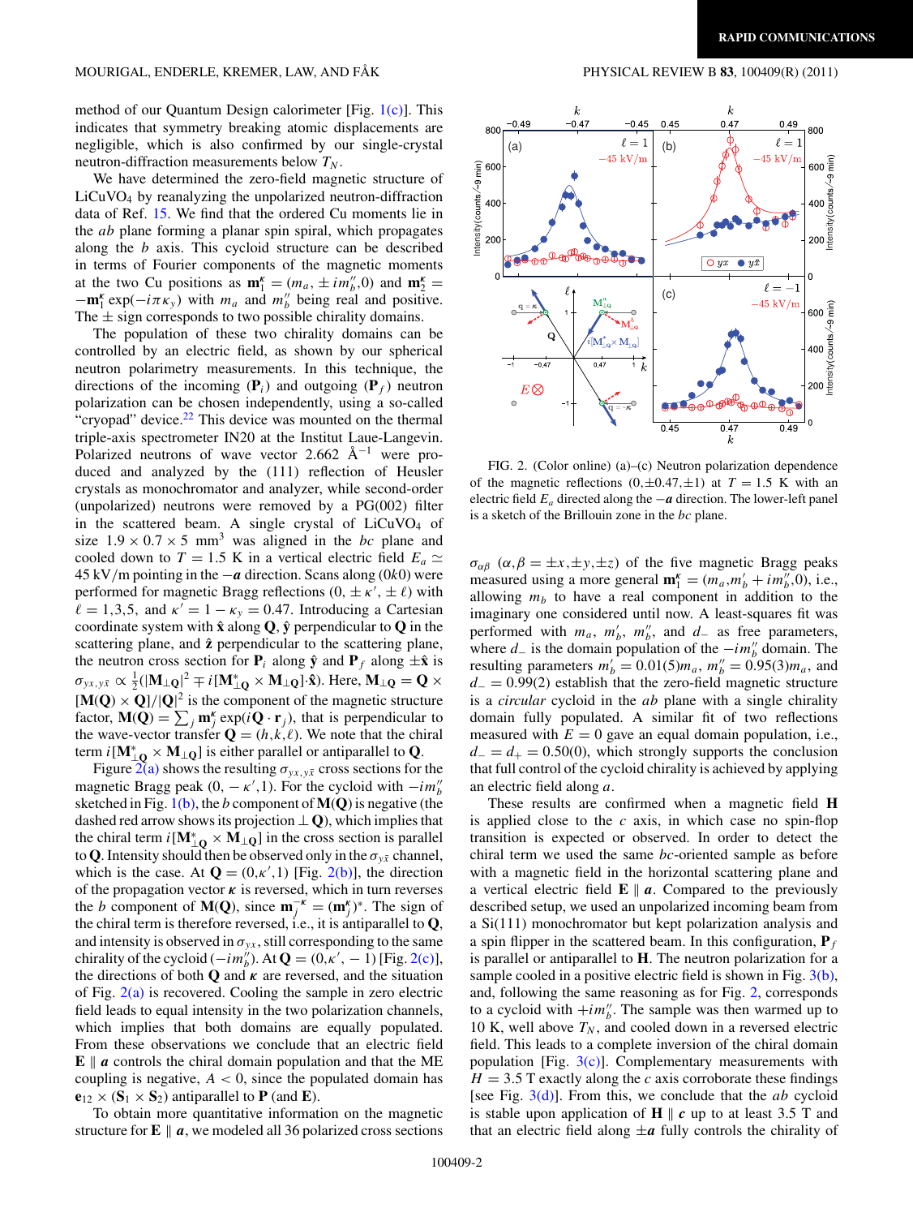method of our Quantum Design calorimeter [Fig. 1(c)]. This indicates that symmetry breaking atomic displacements are negligible, which is also confirmed by our single-crystal neutron-diffraction measurements below $T_N$.

We have determined the zero-field magnetic structure of $LiCuVO_4$ by reanalyzing the unpolarized neutron-diffraction data of Ref. 15. We find that the ordered Cu moments lie in the *ab* plane forming a planar spin spiral, which propagates along the *b* axis. This cycloid structure can be described in terms of Fourier components of the magnetic moments at the two Cu positions as $\mathbf{m}_1^{\kappa} = (m_a, \pm i m_b'', 0)$ and $\mathbf{m}_2^{\kappa} = -\mathbf{m}_1^{\kappa} \exp(-i\pi\kappa_y)$ with $m_a$ and $m_b''$ being real and positive. The $\pm$ sign corresponds to two possible chirality domains.

The population of these two chirality domains can be controlled by an electric field, as shown by our spherical neutron polarimetry measurements. In this technique, the directions of the incoming ($\mathbf{P}_i$) and outgoing ($\mathbf{P}_f$) neutron polarization can be chosen independently, using a so-called "cryopad" device.[22] This device was mounted on the thermal triple-axis spectrometer IN20 at the Institut Laue-Langevin. Polarized neutrons of wave vector 2.662 Å$^{-1}$ were produced and analyzed by the (111) reflection of Heusler crystals as monochromator and analyzer, while second-order (unpolarized) neutrons were removed by a PG(002) filter in the scattered beam. A single crystal of $LiCuVO_4$ of size $1.9 \times 0.7 \times 5$ mm$^3$ was aligned in the *bc* plane and cooled down to $T = 1.5$ K in a vertical electric field $E_a \simeq 45$ kV/m pointing in the $-\boldsymbol{a}$ direction. Scans along $(0k0)$ were performed for magnetic Bragg reflections $(0, \pm\kappa', \pm\ell)$ with $\ell = 1,3,5$, and $\kappa' = 1 - \kappa_y = 0.47$. Introducing a Cartesian coordinate system with $\hat{\mathbf{x}}$ along $\mathbf{Q}$, $\hat{\mathbf{y}}$ perpendicular to $\mathbf{Q}$ in the scattering plane, and $\hat{\mathbf{z}}$ perpendicular to the scattering plane, the neutron cross section for $\mathbf{P}_i$ along $\hat{\mathbf{y}}$ and $\mathbf{P}_f$ along $\pm\hat{\mathbf{x}}$ is $\sigma_{yx,y\bar{x}} \propto \frac{1}{2}(|\mathbf{M}_{\perp\mathbf{Q}}|^2 \mp i[\mathbf{M}_{\perp\mathbf{Q}}^* \times \mathbf{M}_{\perp\mathbf{Q}}]\cdot\hat{\mathbf{x}})$. Here, $\mathbf{M}_{\perp\mathbf{Q}} = \mathbf{Q} \times [\mathbf{M}(\mathbf{Q}) \times \mathbf{Q}]/|\mathbf{Q}|^2$ is the component of the magnetic structure factor, $\mathbf{M}(\mathbf{Q}) = \sum_j \mathbf{m}_j^{\kappa} \exp(i\mathbf{Q}\cdot\mathbf{r}_j)$, that is perpendicular to the wave-vector transfer $\mathbf{Q} = (h,k,\ell)$. We note that the chiral term $i[\mathbf{M}_{\perp\mathbf{Q}}^* \times \mathbf{M}_{\perp\mathbf{Q}}]$ is either parallel or antiparallel to $\mathbf{Q}$.

Figure 2(a) shows the resulting $\sigma_{yx,y\bar{x}}$ cross sections for the magnetic Bragg peak $(0, -\kappa', 1)$. For the cycloid with $-im_b''$ sketched in Fig. 1(b), the *b* component of $\mathbf{M}(\mathbf{Q})$ is negative (the dashed red arrow shows its projection $\perp \mathbf{Q}$), which implies that the chiral term $i[\mathbf{M}_{\perp\mathbf{Q}}^* \times \mathbf{M}_{\perp\mathbf{Q}}]$ in the cross section is parallel to $\mathbf{Q}$. Intensity should then be observed only in the $\sigma_{y\bar{x}}$ channel, which is the case. At $\mathbf{Q} = (0, \kappa', 1)$ [Fig. 2(b)], the direction of the propagation vector $\boldsymbol{\kappa}$ is reversed, which in turn reverses the *b* component of $\mathbf{M}(\mathbf{Q})$, since $\mathbf{m}_j^{-\kappa} = (\mathbf{m}_j^{\kappa})^*$. The sign of the chiral term is therefore reversed, i.e., it is antiparallel to $\mathbf{Q}$, and intensity is observed in $\sigma_{yx}$, still corresponding to the same chirality of the cycloid $(-im_b'')$. At $\mathbf{Q} = (0, \kappa', -1)$ [Fig. 2(c)], the directions of both $\mathbf{Q}$ and $\boldsymbol{\kappa}$ are reversed, and the situation of Fig. 2(a) is recovered. Cooling the sample in zero electric field leads to equal intensity in the two polarization channels, which implies that both domains are equally populated. From these observations we conclude that an electric field $\mathbf{E} \parallel \boldsymbol{a}$ controls the chiral domain population and that the ME coupling is negative, $A < 0$, since the populated domain has $\mathbf{e}_{12} \times (\mathbf{S}_1 \times \mathbf{S}_2)$ antiparallel to $\mathbf{P}$ (and $\mathbf{E}$).

To obtain more quantitative information on the magnetic structure for $\mathbf{E} \parallel \boldsymbol{a}$, we modeled all 36 polarized cross sections

FIG. 2. (Color online) (a)–(c) Neutron polarization dependence of the magnetic reflections $(0,\pm0.47,\pm1)$ at $T = 1.5$ K with an electric field $E_a$ directed along the $-\boldsymbol{a}$ direction. The lower-left panel is a sketch of the Brillouin zone in the *bc* plane.

$\sigma_{\alpha\beta}$ $(\alpha,\beta = \pm x, \pm y, \pm z)$ of the five magnetic Bragg peaks measured using a more general $\mathbf{m}_1^{\kappa} = (m_a, m_b' + im_b'', 0)$, i.e., allowing $m_b$ to have a real component in addition to the imaginary one considered until now. A least-squares fit was performed with $m_a$, $m_b'$, $m_b''$, and $d_-$ as free parameters, where $d_-$ is the domain population of the $-im_b''$ domain. The resulting parameters $m_b' = 0.01(5)m_a$, $m_b'' = 0.95(3)m_a$, and $d_- = 0.99(2)$ establish that the zero-field magnetic structure is a *circular* cycloid in the *ab* plane with a single chirality domain fully populated. A similar fit of two reflections measured with $E = 0$ gave an equal domain population, i.e., $d_- = d_+ = 0.50(0)$, which strongly supports the conclusion that full control of the cycloid chirality is achieved by applying an electric field along *a*.

These results are confirmed when a magnetic field $\mathbf{H}$ is applied close to the *c* axis, in which case no spin-flop transition is expected or observed. In order to detect the chiral term we used the same *bc*-oriented sample as before with a magnetic field in the horizontal scattering plane and a vertical electric field $\mathbf{E} \parallel \boldsymbol{a}$. Compared to the previously described setup, we used an unpolarized incoming beam from a Si(111) monochromator but kept polarization analysis and a spin flipper in the scattered beam. In this configuration, $\mathbf{P}_f$ is parallel or antiparallel to $\mathbf{H}$. The neutron polarization for a sample cooled in a positive electric field is shown in Fig. 3(b), and, following the same reasoning as for Fig. 2, corresponds to a cycloid with $+im_b''$. The sample was then warmed up to 10 K, well above $T_N$, and cooled down in a reversed electric field. This leads to a complete inversion of the chiral domain population [Fig. 3(c)]. Complementary measurements with $H = 3.5$ T exactly along the *c* axis corroborate these findings [see Fig. 3(d)]. From this, we conclude that the *ab* cycloid is stable upon application of $\mathbf{H} \parallel \boldsymbol{c}$ up to at least 3.5 T and that an electric field along $\pm\boldsymbol{a}$ fully controls the chirality of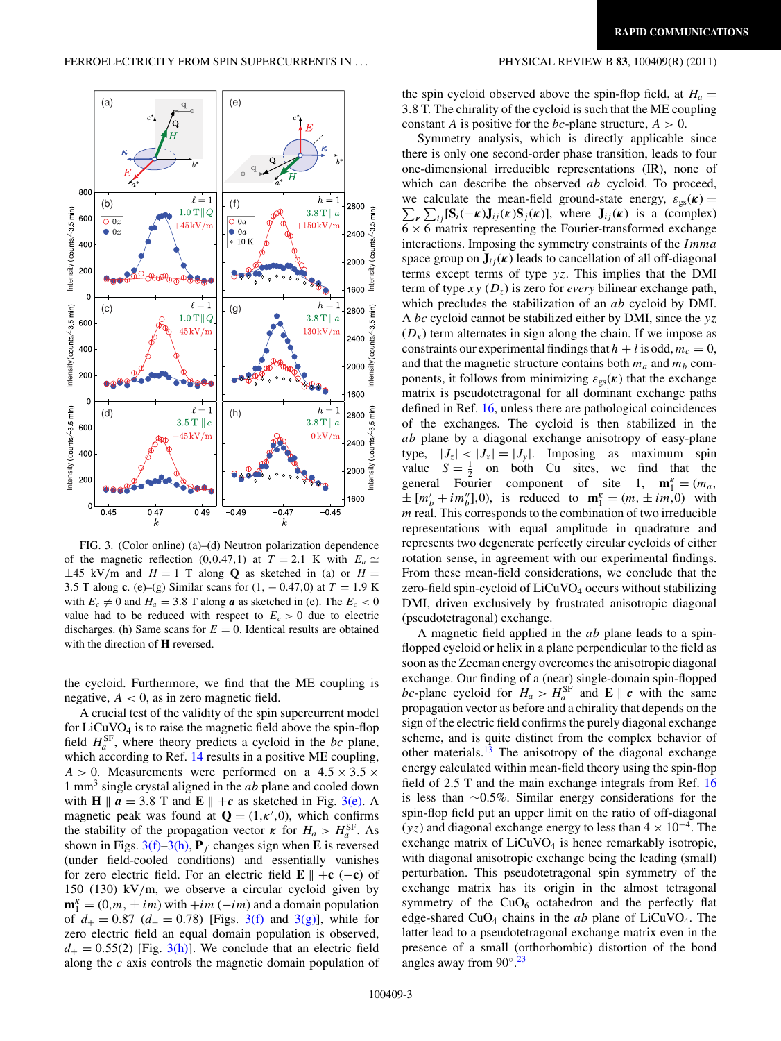FIG. 3. (Color online) (a)–(d) Neutron polarization dependence of the magnetic reflection (0,0.47,1) at $T = 2.1$ K with $E_a \simeq \pm 45$ kV/m and $H = 1$ T along **Q** as sketched in (a) or $H = 3.5$ T along **c**. (e)–(g) Similar scans for $(1, -0.47, 0)$ at $T = 1.9$ K with $E_c \neq 0$ and $H_a = 3.8$ T along **a** as sketched in (e). The $E_c < 0$ value had to be reduced with respect to $E_c > 0$ due to electric discharges. (h) Same scans for $E = 0$. Identical results are obtained with the direction of **H** reversed.

the cycloid. Furthermore, we find that the ME coupling is negative, $A < 0$, as in zero magnetic field.

A crucial test of the validity of the spin supercurrent model for $LiCuVO_4$ is to raise the magnetic field above the spin-flop field $H_a^{SF}$, where theory predicts a cycloid in the $bc$ plane, which according to Ref. 14 results in a positive ME coupling, $A > 0$. Measurements were performed on a $4.5 \times 3.5 \times 1$ $mm^3$ single crystal aligned in the $ab$ plane and cooled down with $\mathbf{H} \parallel \boldsymbol{a} = 3.8$ T and $\mathbf{E} \parallel +\boldsymbol{c}$ as sketched in Fig. 3(e). A magnetic peak was found at $\mathbf{Q} = (1, \kappa', 0)$, which confirms the stability of the propagation vector $\boldsymbol{\kappa}$ for $H_a > H_a^{SF}$. As shown in Figs. 3(f)–3(h), $\mathbf{P}_f$ changes sign when $\mathbf{E}$ is reversed (under field-cooled conditions) and essentially vanishes for zero electric field. For an electric field $\mathbf{E} \parallel +\mathbf{c}$ $(-\mathbf{c})$ of 150 (130) kV/m, we observe a circular cycloid given by $\mathbf{m}_1^{\kappa} = (0, m, \pm im)$ with $+im$ $(-im)$ and a domain population of $d_+ = 0.87$ $(d_- = 0.78)$ [Figs. 3(f) and 3(g)], while for zero electric field an equal domain population is observed, $d_+ = 0.55(2)$ [Fig. 3(h)]. We conclude that an electric field along the $c$ axis controls the magnetic domain population of the spin cycloid observed above the spin-flop field, at $H_a = 3.8$ T. The chirality of the cycloid is such that the ME coupling constant $A$ is positive for the $bc$-plane structure, $A > 0$.

Symmetry analysis, which is directly applicable since there is only one second-order phase transition, leads to four one-dimensional irreducible representations (IR), none of which can describe the observed $ab$ cycloid. To proceed, we calculate the mean-field ground-state energy, $\varepsilon_{gs}(\boldsymbol{\kappa}) = \sum_{\kappa}\sum_{ij}[\mathbf{S}_i(-\boldsymbol{\kappa})\mathbf{J}_{ij}(\boldsymbol{\kappa})\mathbf{S}_j(\boldsymbol{\kappa})]$, where $\mathbf{J}_{ij}(\boldsymbol{\kappa})$ is a (complex) $6 \times 6$ matrix representing the Fourier-transformed exchange interactions. Imposing the symmetry constraints of the $Imma$ space group on $\mathbf{J}_{ij}(\boldsymbol{\kappa})$ leads to cancellation of all off-diagonal terms except terms of type $yz$. This implies that the DMI term of type $xy$ $(D_z)$ is zero for *every* bilinear exchange path, which precludes the stabilization of an $ab$ cycloid by DMI. A $bc$ cycloid cannot be stabilized either by DMI, since the $yz$ $(D_x)$ term alternates in sign along the chain. If we impose as constraints our experimental findings that $h + l$ is odd, $m_c = 0$, and that the magnetic structure contains both $m_a$ and $m_b$ components, it follows from minimizing $\varepsilon_{gs}(\boldsymbol{\kappa})$ that the exchange matrix is pseudotetragonal for all dominant exchange paths defined in Ref. 16, unless there are pathological coincidences of the exchanges. The cycloid is then stabilized in the $ab$ plane by a diagonal exchange anisotropy of easy-plane type, $|J_z| < |J_x| = |J_y|$. Imposing as maximum spin value $S = \frac{1}{2}$ on both Cu sites, we find that the general Fourier component of site 1, $\mathbf{m}_1^{\kappa} = (m_a, \pm[m_b' + im_b''], 0)$, is reduced to $\mathbf{m}_1^{\kappa} = (m, \pm im, 0)$ with $m$ real. This corresponds to the combination of two irreducible representations with equal amplitude in quadrature and represents two degenerate perfectly circular cycloids of either rotation sense, in agreement with our experimental findings. From these mean-field considerations, we conclude that the zero-field spin-cycloid of $LiCuVO_4$ occurs without stabilizing DMI, driven exclusively by frustrated anisotropic diagonal (pseudotetragonal) exchange.

A magnetic field applied in the $ab$ plane leads to a spin-flopped cycloid or helix in a plane perpendicular to the field as soon as the Zeeman energy overcomes the anisotropic diagonal exchange. Our finding of a (near) single-domain spin-flopped $bc$-plane cycloid for $H_a > H_a^{SF}$ and $\mathbf{E} \parallel \boldsymbol{c}$ with the same propagation vector as before and a chirality that depends on the sign of the electric field confirms the purely diagonal exchange scheme, and is quite distinct from the complex behavior of other materials.[13] The anisotropy of the diagonal exchange energy calculated within mean-field theory using the spin-flop field of 2.5 T and the main exchange integrals from Ref. 16 is less than $\sim$0.5%. Similar energy considerations for the spin-flop field put an upper limit on the ratio of off-diagonal $(yz)$ and diagonal exchange energy to less than $4 \times 10^{-4}$. The exchange matrix of $LiCuVO_4$ is hence remarkably isotropic, with diagonal anisotropic exchange being the leading (small) perturbation. This pseudotetragonal spin symmetry of the exchange matrix has its origin in the almost tetragonal symmetry of the $CuO_6$ octahedron and the perfectly flat edge-shared $CuO_4$ chains in the $ab$ plane of $LiCuVO_4$. The latter lead to a pseudotetragonal exchange matrix even in the presence of a small (orthorhombic) distortion of the bond angles away from 90°.[23]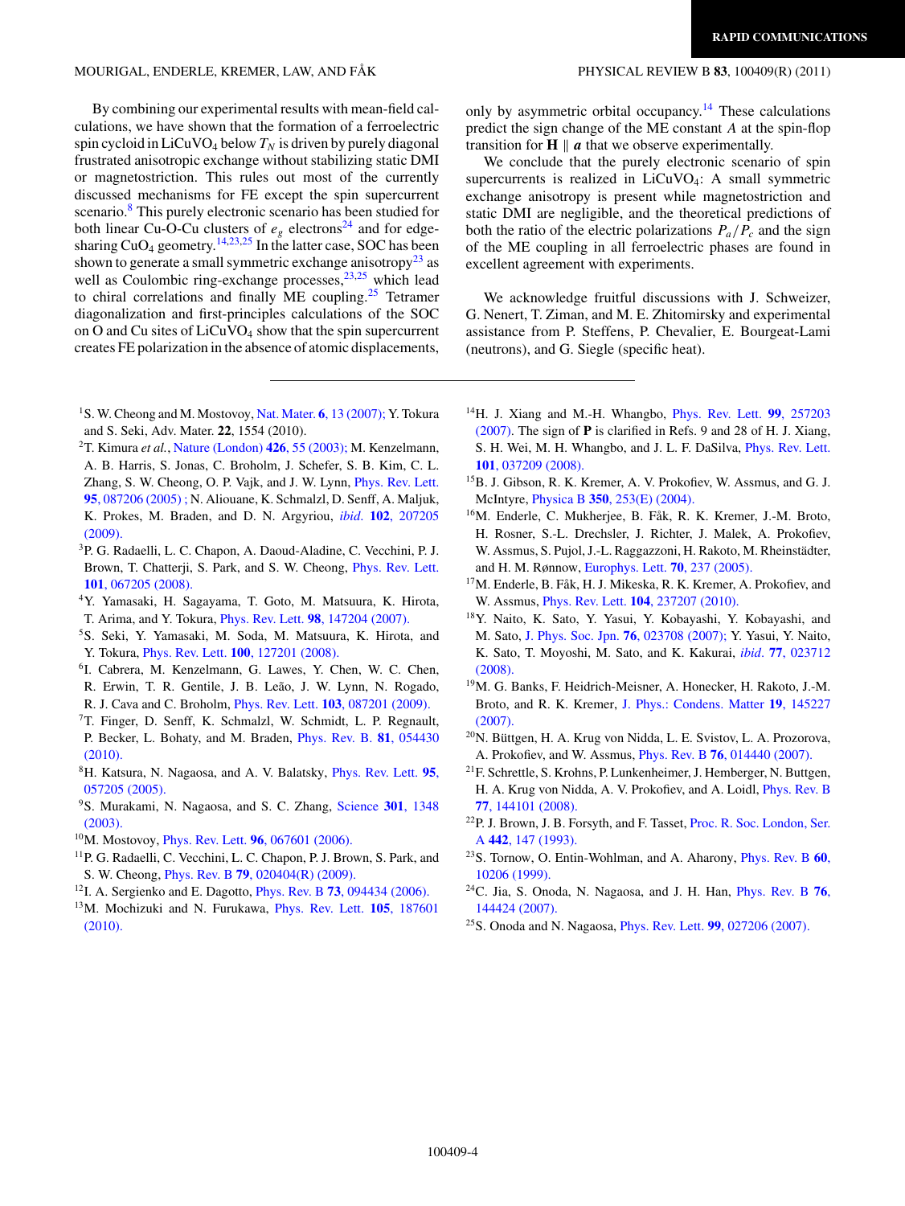By combining our experimental results with mean-field calculations, we have shown that the formation of a ferroelectric spin cycloid in $LiCuVO_4$ below $T_N$ is driven by purely diagonal frustrated anisotropic exchange without stabilizing static DMI or magnetostriction. This rules out most of the currently discussed mechanisms for FE except the spin supercurrent scenario.[8] This purely electronic scenario has been studied for both linear Cu-O-Cu clusters of $e_g$ electrons[24] and for edge-sharing $CuO_4$ geometry.[14,23,25] In the latter case, SOC has been shown to generate a small symmetric exchange anisotropy[23] as well as Coulombic ring-exchange processes,[23,25] which lead to chiral correlations and finally ME coupling.[25] Tetramer diagonalization and first-principles calculations of the SOC on O and Cu sites of $LiCuVO_4$ show that the spin supercurrent creates FE polarization in the absence of atomic displacements, only by asymmetric orbital occupancy.[14] These calculations predict the sign change of the ME constant $A$ at the spin-flop transition for $\mathbf{H} \parallel \boldsymbol{a}$ that we observe experimentally.

We conclude that the purely electronic scenario of spin supercurrents is realized in $LiCuVO_4$: A small symmetric exchange anisotropy is present while magnetostriction and static DMI are negligible, and the theoretical predictions of both the ratio of the electric polarizations $P_a/P_c$ and the sign of the ME coupling in all ferroelectric phases are found in excellent agreement with experiments.

We acknowledge fruitful discussions with J. Schweizer, G. Nenert, T. Ziman, and M. E. Zhitomirsky and experimental assistance from P. Steffens, P. Chevalier, E. Bourgeat-Lami (neutrons), and G. Siegle (specific heat).

---

[1] S. W. Cheong and M. Mostovoy, Nat. Mater. **6**, 13 (2007); Y. Tokura and S. Seki, Adv. Mater. **22**, 1554 (2010).

[2] T. Kimura *et al.*, Nature (London) **426**, 55 (2003); M. Kenzelmann, A. B. Harris, S. Jonas, C. Broholm, J. Schefer, S. B. Kim, C. L. Zhang, S. W. Cheong, O. P. Vajk, and J. W. Lynn, Phys. Rev. Lett. **95**, 087206 (2005) ; N. Aliouane, K. Schmalzl, D. Senff, A. Maljuk, K. Prokes, M. Braden, and D. N. Argyriou, *ibid.* **102**, 207205 (2009).

[3] P. G. Radaelli, L. C. Chapon, A. Daoud-Aladine, C. Vecchini, P. J. Brown, T. Chatterji, S. Park, and S. W. Cheong, Phys. Rev. Lett. **101**, 067205 (2008).

[4] Y. Yamasaki, H. Sagayama, T. Goto, M. Matsuura, K. Hirota, T. Arima, and Y. Tokura, Phys. Rev. Lett. **98**, 147204 (2007).

[5] S. Seki, Y. Yamasaki, M. Soda, M. Matsuura, K. Hirota, and Y. Tokura, Phys. Rev. Lett. **100**, 127201 (2008).

[6] I. Cabrera, M. Kenzelmann, G. Lawes, Y. Chen, W. C. Chen, R. Erwin, T. R. Gentile, J. B. Leão, J. W. Lynn, N. Rogado, R. J. Cava and C. Broholm, Phys. Rev. Lett. **103**, 087201 (2009).

[7] T. Finger, D. Senff, K. Schmalzl, W. Schmidt, L. P. Regnault, P. Becker, L. Bohaty, and M. Braden, Phys. Rev. B. **81**, 054430 (2010).

[8] H. Katsura, N. Nagaosa, and A. V. Balatsky, Phys. Rev. Lett. **95**, 057205 (2005).

[9] S. Murakami, N. Nagaosa, and S. C. Zhang, Science **301**, 1348 (2003).

[10] M. Mostovoy, Phys. Rev. Lett. **96**, 067601 (2006).

[11] P. G. Radaelli, C. Vecchini, L. C. Chapon, P. J. Brown, S. Park, and S. W. Cheong, Phys. Rev. B **79**, 020404(R) (2009).

[12] I. A. Sergienko and E. Dagotto, Phys. Rev. B **73**, 094434 (2006).

[13] M. Mochizuki and N. Furukawa, Phys. Rev. Lett. **105**, 187601 (2010).

[14] H. J. Xiang and M.-H. Whangbo, Phys. Rev. Lett. **99**, 257203 (2007). The sign of **P** is clarified in Refs. 9 and 28 of H. J. Xiang, S. H. Wei, M. H. Whangbo, and J. L. F. DaSilva, Phys. Rev. Lett. **101**, 037209 (2008).

[15] B. J. Gibson, R. K. Kremer, A. V. Prokofiev, W. Assmus, and G. J. McIntyre, Physica B **350**, 253(E) (2004).

[16] M. Enderle, C. Mukherjee, B. Fåk, R. K. Kremer, J.-M. Broto, H. Rosner, S.-L. Drechsler, J. Richter, J. Malek, A. Prokofiev, W. Assmus, S. Pujol, J.-L. Raggazzoni, H. Rakoto, M. Rheinstädter, and H. M. Rønnow, Europhys. Lett. **70**, 237 (2005).

[17] M. Enderle, B. Fåk, H. J. Mikeska, R. K. Kremer, A. Prokofiev, and W. Assmus, Phys. Rev. Lett. **104**, 237207 (2010).

[18] Y. Naito, K. Sato, Y. Yasui, Y. Kobayashi, Y. Kobayashi, and M. Sato, J. Phys. Soc. Jpn. **76**, 023708 (2007); Y. Yasui, Y. Naito, K. Sato, T. Moyoshi, M. Sato, and K. Kakurai, *ibid.* **77**, 023712 (2008).

[19] M. G. Banks, F. Heidrich-Meisner, A. Honecker, H. Rakoto, J.-M. Broto, and R. K. Kremer, J. Phys.: Condens. Matter **19**, 145227 (2007).

[20] N. Büttgen, H. A. Krug von Nidda, L. E. Svistov, L. A. Prozorova, A. Prokofiev, and W. Assmus, Phys. Rev. B **76**, 014440 (2007).

[21] F. Schrettle, S. Krohns, P. Lunkenheimer, J. Hemberger, N. Buttgen, H. A. Krug von Nidda, A. V. Prokofiev, and A. Loidl, Phys. Rev. B **77**, 144101 (2008).

[22] P. J. Brown, J. B. Forsyth, and F. Tasset, Proc. R. Soc. London, Ser. A **442**, 147 (1993).

[23] S. Tornow, O. Entin-Wohlman, and A. Aharony, Phys. Rev. B **60**, 10206 (1999).

[24] C. Jia, S. Onoda, N. Nagaosa, and J. H. Han, Phys. Rev. B **76**, 144424 (2007).

[25] S. Onoda and N. Nagaosa, Phys. Rev. Lett. **99**, 027206 (2007).